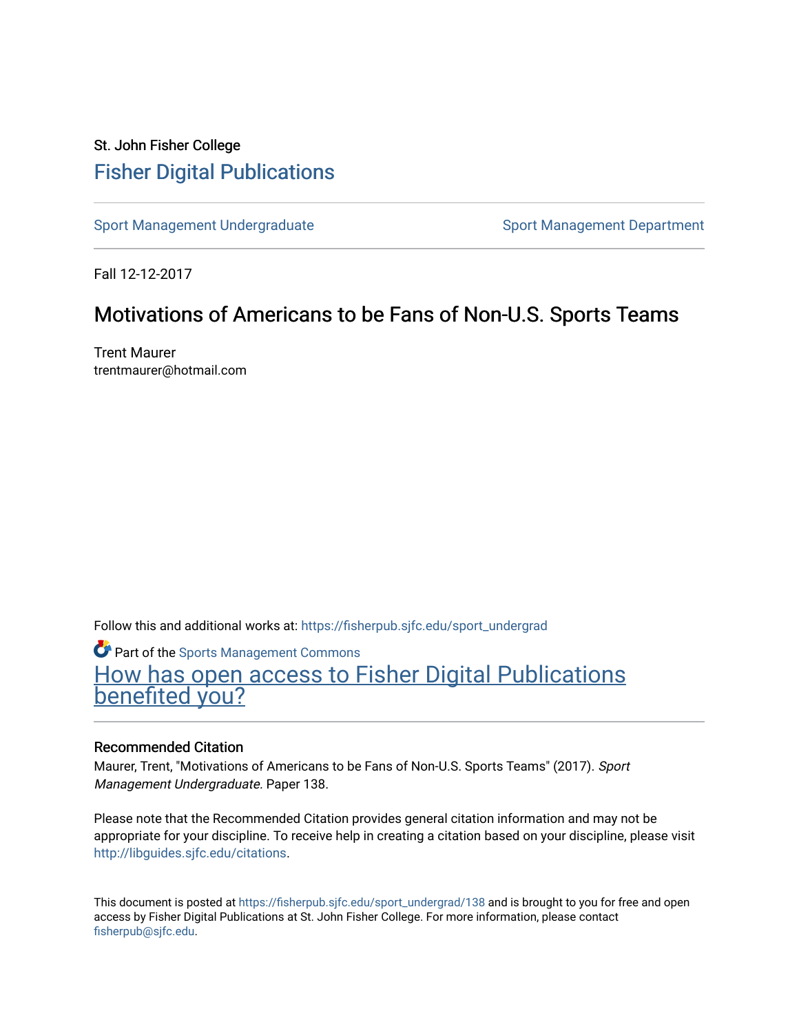St. John Fisher College

# Fisher Digital Publications

Sport Management Undergraduate | Sport Management Department

Fall 12-12-2017

## Motivations of Americans to be Fans of Non-U.S. Sports Teams

Trent Maurer
trentmaurer@hotmail.com

Follow this and additional works at: https://fisherpub.sjfc.edu/sport_undergrad

Part of the Sports Management Commons

How has open access to Fisher Digital Publications benefited you?

### Recommended Citation

Maurer, Trent, "Motivations of Americans to be Fans of Non-U.S. Sports Teams" (2017). *Sport Management Undergraduate.* Paper 138.

Please note that the Recommended Citation provides general citation information and may not be appropriate for your discipline. To receive help in creating a citation based on your discipline, please visit http://libguides.sjfc.edu/citations.

This document is posted at https://fisherpub.sjfc.edu/sport_undergrad/138 and is brought to you for free and open access by Fisher Digital Publications at St. John Fisher College. For more information, please contact fisherpub@sjfc.edu.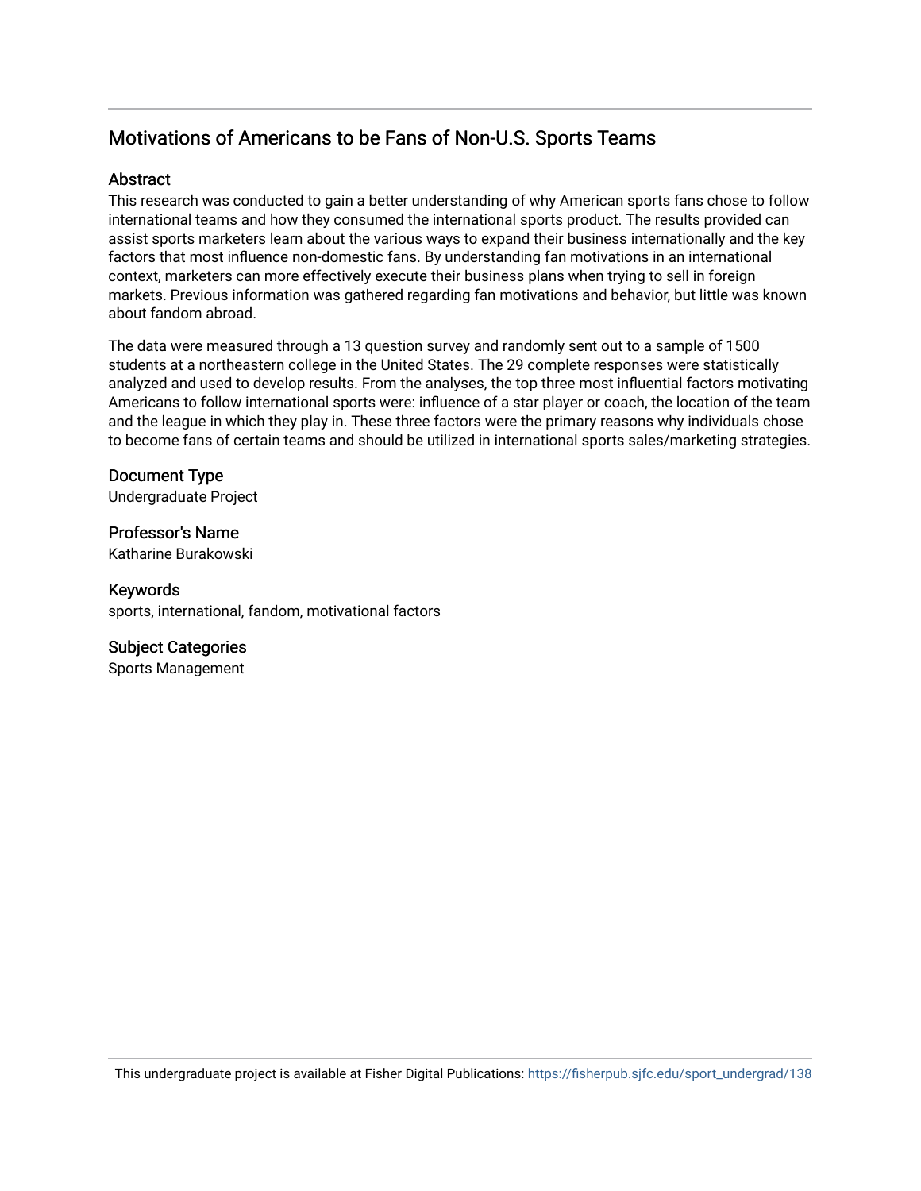## Motivations of Americans to be Fans of Non-U.S. Sports Teams

### Abstract

This research was conducted to gain a better understanding of why American sports fans chose to follow international teams and how they consumed the international sports product. The results provided can assist sports marketers learn about the various ways to expand their business internationally and the key factors that most influence non-domestic fans. By understanding fan motivations in an international context, marketers can more effectively execute their business plans when trying to sell in foreign markets. Previous information was gathered regarding fan motivations and behavior, but little was known about fandom abroad.

The data were measured through a 13 question survey and randomly sent out to a sample of 1500 students at a northeastern college in the United States. The 29 complete responses were statistically analyzed and used to develop results. From the analyses, the top three most influential factors motivating Americans to follow international sports were: influence of a star player or coach, the location of the team and the league in which they play in. These three factors were the primary reasons why individuals chose to become fans of certain teams and should be utilized in international sports sales/marketing strategies.

### Document Type

Undergraduate Project

### Professor's Name

Katharine Burakowski

### Keywords

sports, international, fandom, motivational factors

### Subject Categories

Sports Management

This undergraduate project is available at Fisher Digital Publications: https://fisherpub.sjfc.edu/sport_undergrad/138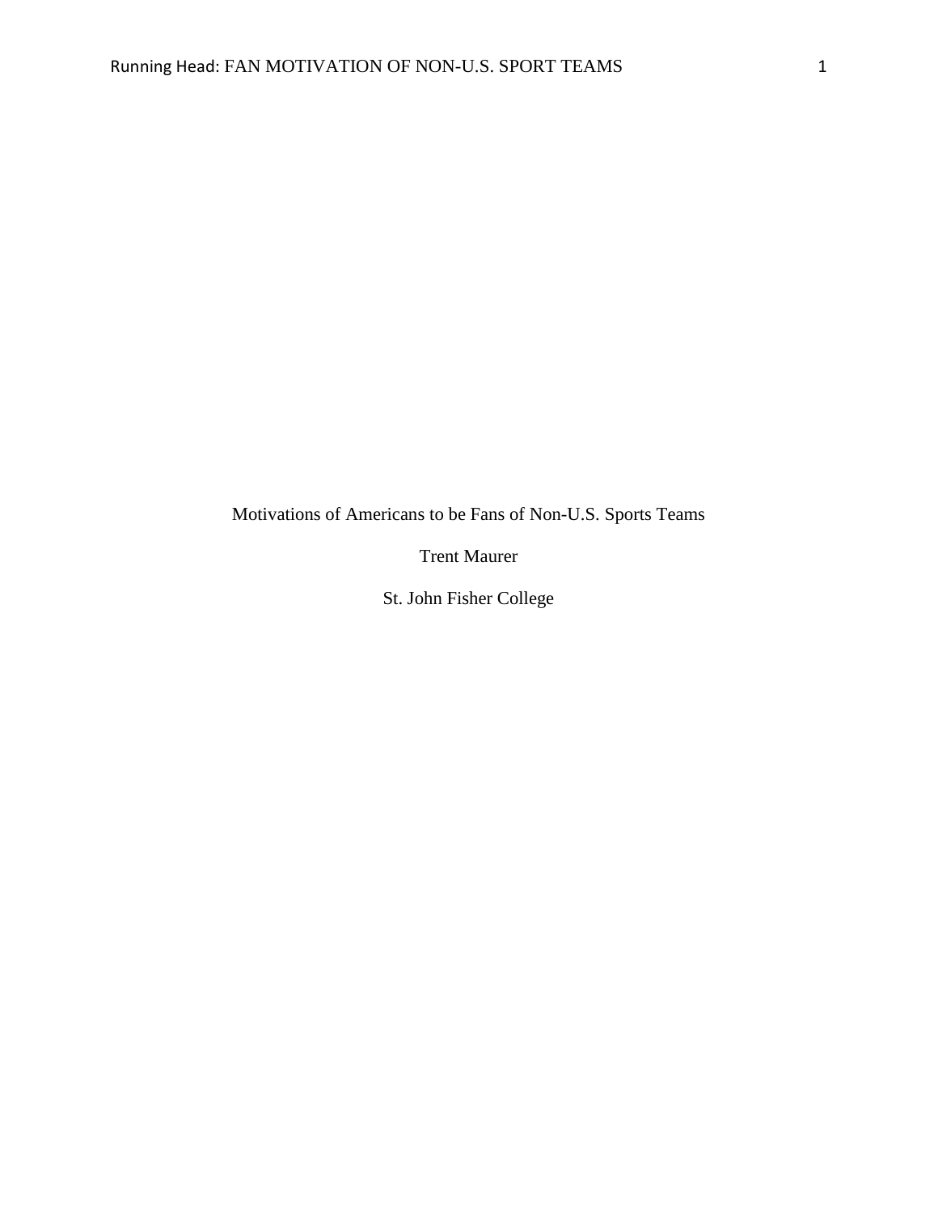Motivations of Americans to be Fans of Non-U.S. Sports Teams

Trent Maurer

St. John Fisher College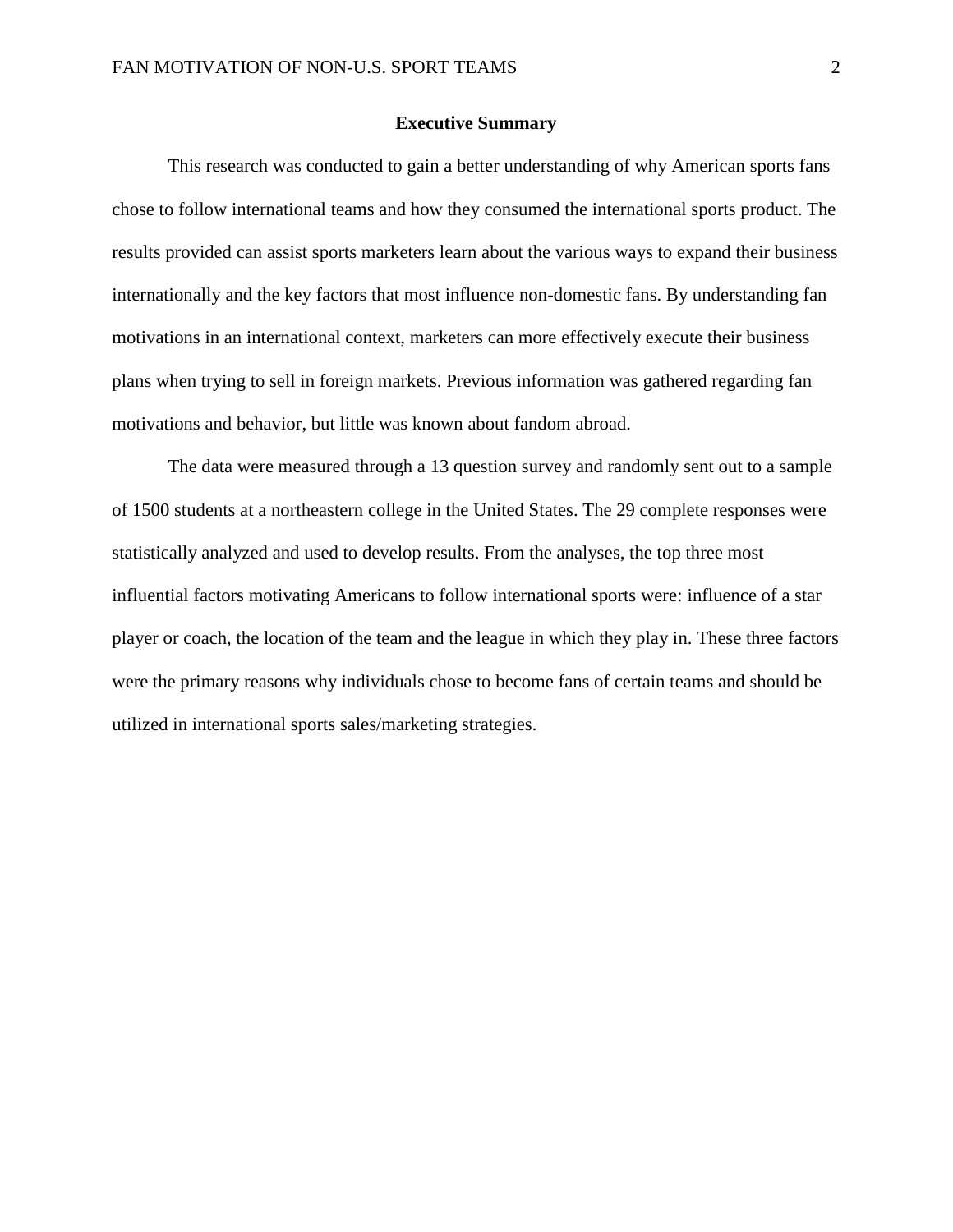## Executive Summary

This research was conducted to gain a better understanding of why American sports fans chose to follow international teams and how they consumed the international sports product. The results provided can assist sports marketers learn about the various ways to expand their business internationally and the key factors that most influence non-domestic fans. By understanding fan motivations in an international context, marketers can more effectively execute their business plans when trying to sell in foreign markets. Previous information was gathered regarding fan motivations and behavior, but little was known about fandom abroad.

The data were measured through a 13 question survey and randomly sent out to a sample of 1500 students at a northeastern college in the United States. The 29 complete responses were statistically analyzed and used to develop results. From the analyses, the top three most influential factors motivating Americans to follow international sports were: influence of a star player or coach, the location of the team and the league in which they play in. These three factors were the primary reasons why individuals chose to become fans of certain teams and should be utilized in international sports sales/marketing strategies.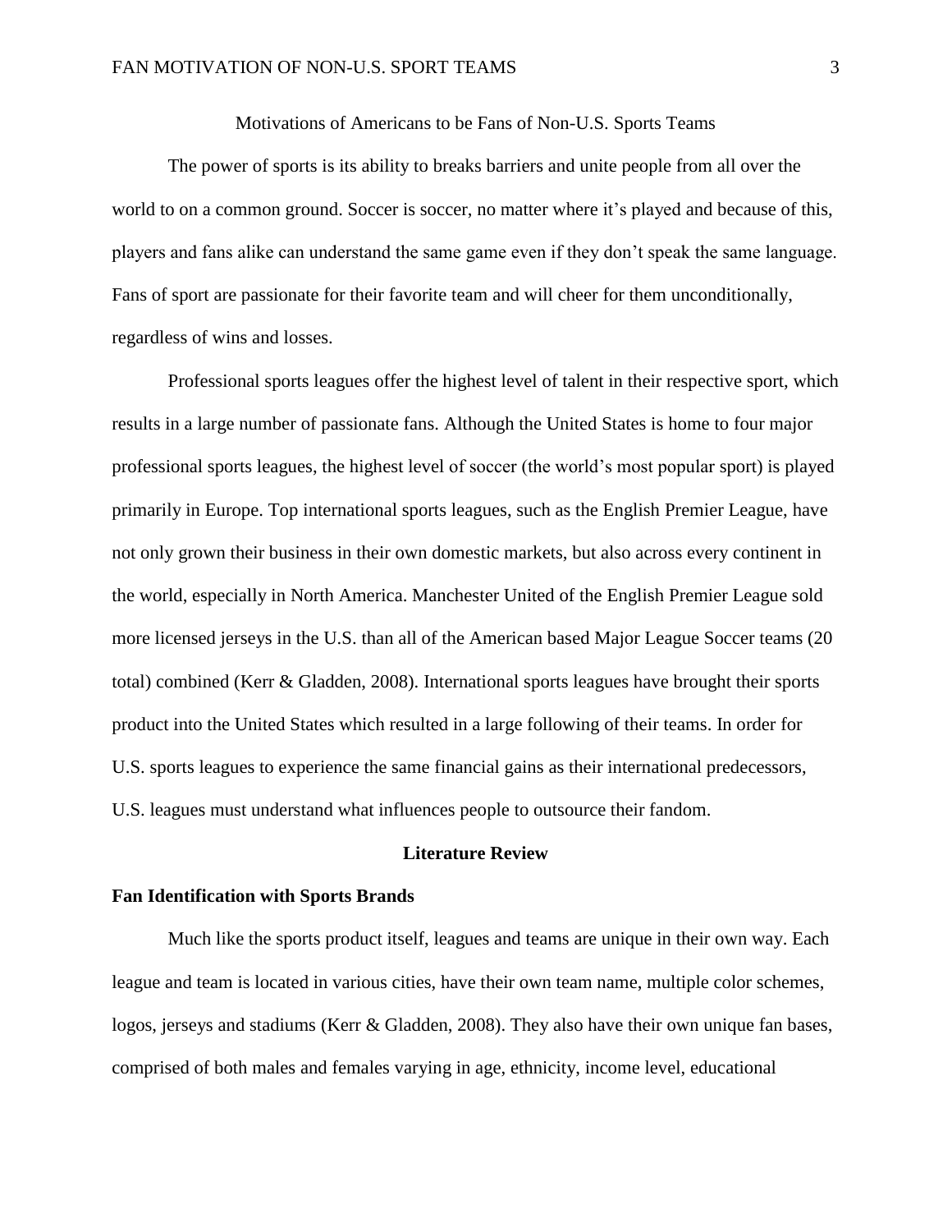Motivations of Americans to be Fans of Non-U.S. Sports Teams

The power of sports is its ability to breaks barriers and unite people from all over the world to on a common ground. Soccer is soccer, no matter where it's played and because of this, players and fans alike can understand the same game even if they don't speak the same language. Fans of sport are passionate for their favorite team and will cheer for them unconditionally, regardless of wins and losses.

Professional sports leagues offer the highest level of talent in their respective sport, which results in a large number of passionate fans. Although the United States is home to four major professional sports leagues, the highest level of soccer (the world's most popular sport) is played primarily in Europe. Top international sports leagues, such as the English Premier League, have not only grown their business in their own domestic markets, but also across every continent in the world, especially in North America. Manchester United of the English Premier League sold more licensed jerseys in the U.S. than all of the American based Major League Soccer teams (20 total) combined (Kerr & Gladden, 2008). International sports leagues have brought their sports product into the United States which resulted in a large following of their teams. In order for U.S. sports leagues to experience the same financial gains as their international predecessors, U.S. leagues must understand what influences people to outsource their fandom.

## Literature Review

### Fan Identification with Sports Brands

Much like the sports product itself, leagues and teams are unique in their own way. Each league and team is located in various cities, have their own team name, multiple color schemes, logos, jerseys and stadiums (Kerr & Gladden, 2008). They also have their own unique fan bases, comprised of both males and females varying in age, ethnicity, income level, educational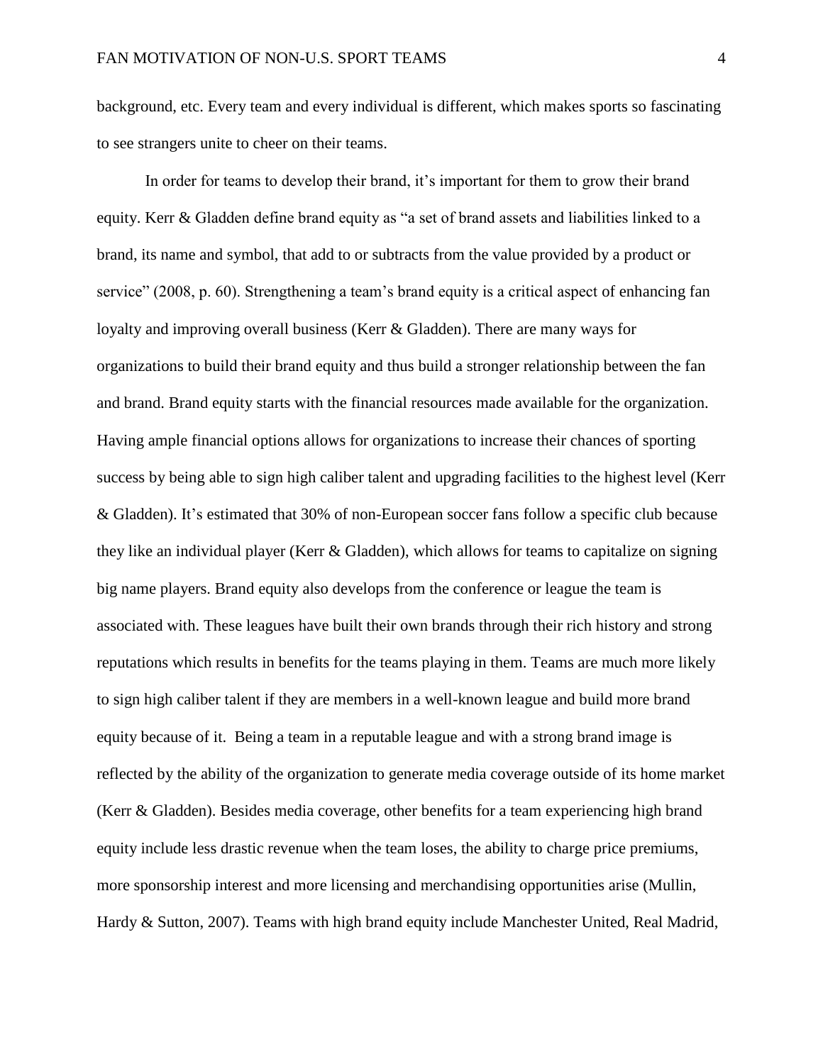background, etc. Every team and every individual is different, which makes sports so fascinating to see strangers unite to cheer on their teams.

In order for teams to develop their brand, it's important for them to grow their brand equity. Kerr & Gladden define brand equity as "a set of brand assets and liabilities linked to a brand, its name and symbol, that add to or subtracts from the value provided by a product or service" (2008, p. 60). Strengthening a team's brand equity is a critical aspect of enhancing fan loyalty and improving overall business (Kerr & Gladden). There are many ways for organizations to build their brand equity and thus build a stronger relationship between the fan and brand. Brand equity starts with the financial resources made available for the organization. Having ample financial options allows for organizations to increase their chances of sporting success by being able to sign high caliber talent and upgrading facilities to the highest level (Kerr & Gladden). It's estimated that 30% of non-European soccer fans follow a specific club because they like an individual player (Kerr & Gladden), which allows for teams to capitalize on signing big name players. Brand equity also develops from the conference or league the team is associated with. These leagues have built their own brands through their rich history and strong reputations which results in benefits for the teams playing in them. Teams are much more likely to sign high caliber talent if they are members in a well-known league and build more brand equity because of it. Being a team in a reputable league and with a strong brand image is reflected by the ability of the organization to generate media coverage outside of its home market (Kerr & Gladden). Besides media coverage, other benefits for a team experiencing high brand equity include less drastic revenue when the team loses, the ability to charge price premiums, more sponsorship interest and more licensing and merchandising opportunities arise (Mullin, Hardy & Sutton, 2007). Teams with high brand equity include Manchester United, Real Madrid,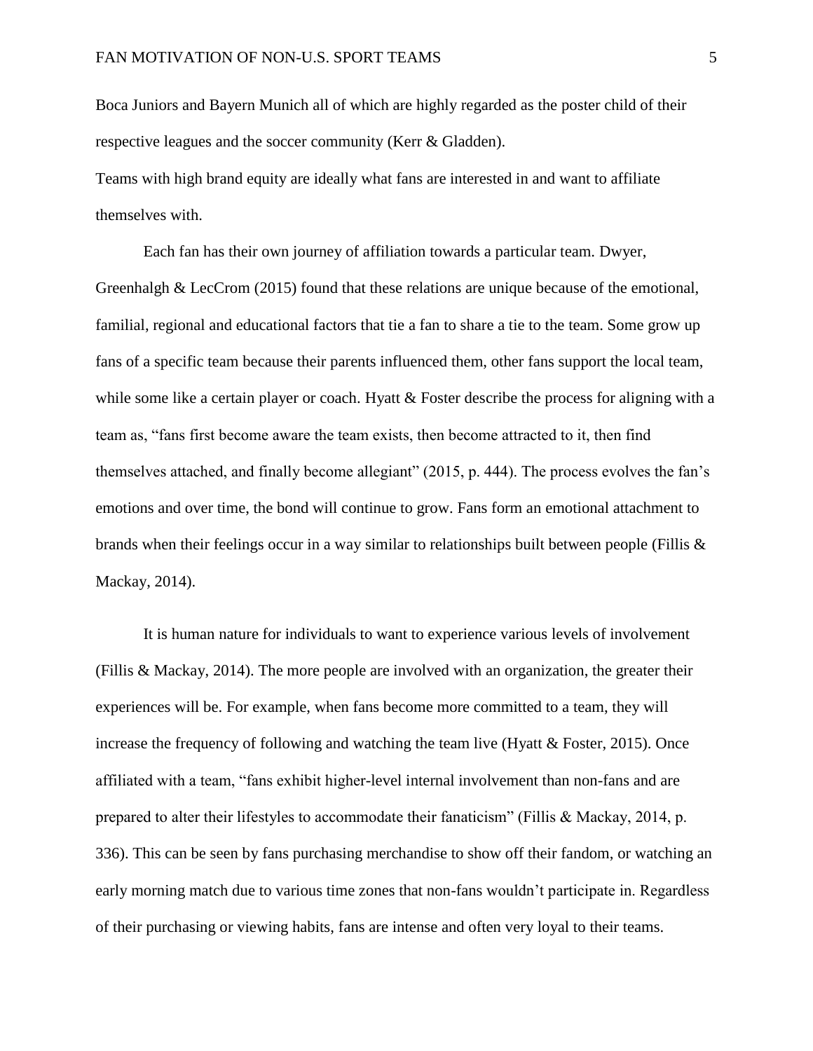Boca Juniors and Bayern Munich all of which are highly regarded as the poster child of their respective leagues and the soccer community (Kerr & Gladden).

Teams with high brand equity are ideally what fans are interested in and want to affiliate themselves with.

Each fan has their own journey of affiliation towards a particular team. Dwyer, Greenhalgh & LecCrom (2015) found that these relations are unique because of the emotional, familial, regional and educational factors that tie a fan to share a tie to the team. Some grow up fans of a specific team because their parents influenced them, other fans support the local team, while some like a certain player or coach. Hyatt & Foster describe the process for aligning with a team as, "fans first become aware the team exists, then become attracted to it, then find themselves attached, and finally become allegiant" (2015, p. 444). The process evolves the fan's emotions and over time, the bond will continue to grow. Fans form an emotional attachment to brands when their feelings occur in a way similar to relationships built between people (Fillis & Mackay, 2014).

It is human nature for individuals to want to experience various levels of involvement (Fillis & Mackay, 2014). The more people are involved with an organization, the greater their experiences will be. For example, when fans become more committed to a team, they will increase the frequency of following and watching the team live (Hyatt & Foster, 2015). Once affiliated with a team, "fans exhibit higher-level internal involvement than non-fans and are prepared to alter their lifestyles to accommodate their fanaticism" (Fillis & Mackay, 2014, p. 336). This can be seen by fans purchasing merchandise to show off their fandom, or watching an early morning match due to various time zones that non-fans wouldn't participate in. Regardless of their purchasing or viewing habits, fans are intense and often very loyal to their teams.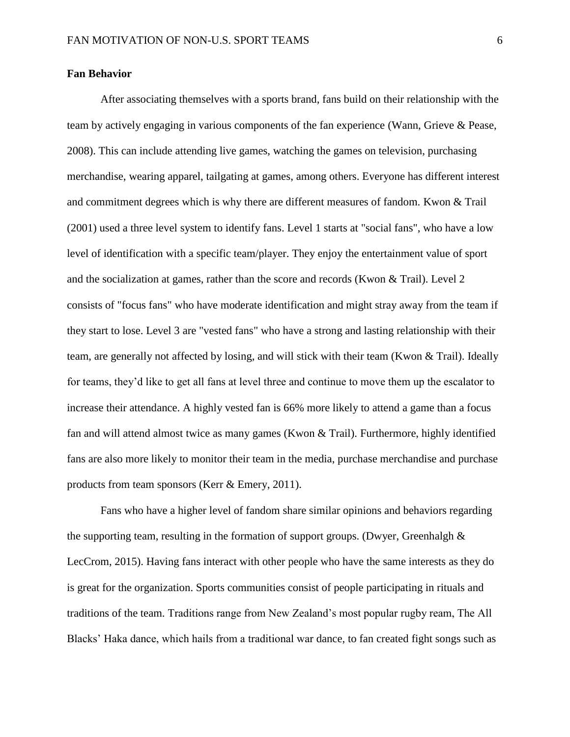**Fan Behavior**

After associating themselves with a sports brand, fans build on their relationship with the team by actively engaging in various components of the fan experience (Wann, Grieve & Pease, 2008). This can include attending live games, watching the games on television, purchasing merchandise, wearing apparel, tailgating at games, among others. Everyone has different interest and commitment degrees which is why there are different measures of fandom. Kwon & Trail (2001) used a three level system to identify fans. Level 1 starts at "social fans", who have a low level of identification with a specific team/player. They enjoy the entertainment value of sport and the socialization at games, rather than the score and records (Kwon & Trail). Level 2 consists of "focus fans" who have moderate identification and might stray away from the team if they start to lose. Level 3 are "vested fans" who have a strong and lasting relationship with their team, are generally not affected by losing, and will stick with their team (Kwon & Trail). Ideally for teams, they'd like to get all fans at level three and continue to move them up the escalator to increase their attendance. A highly vested fan is 66% more likely to attend a game than a focus fan and will attend almost twice as many games (Kwon & Trail). Furthermore, highly identified fans are also more likely to monitor their team in the media, purchase merchandise and purchase products from team sponsors (Kerr & Emery, 2011).

Fans who have a higher level of fandom share similar opinions and behaviors regarding the supporting team, resulting in the formation of support groups. (Dwyer, Greenhalgh & LecCrom, 2015). Having fans interact with other people who have the same interests as they do is great for the organization. Sports communities consist of people participating in rituals and traditions of the team. Traditions range from New Zealand's most popular rugby ream, The All Blacks' Haka dance, which hails from a traditional war dance, to fan created fight songs such as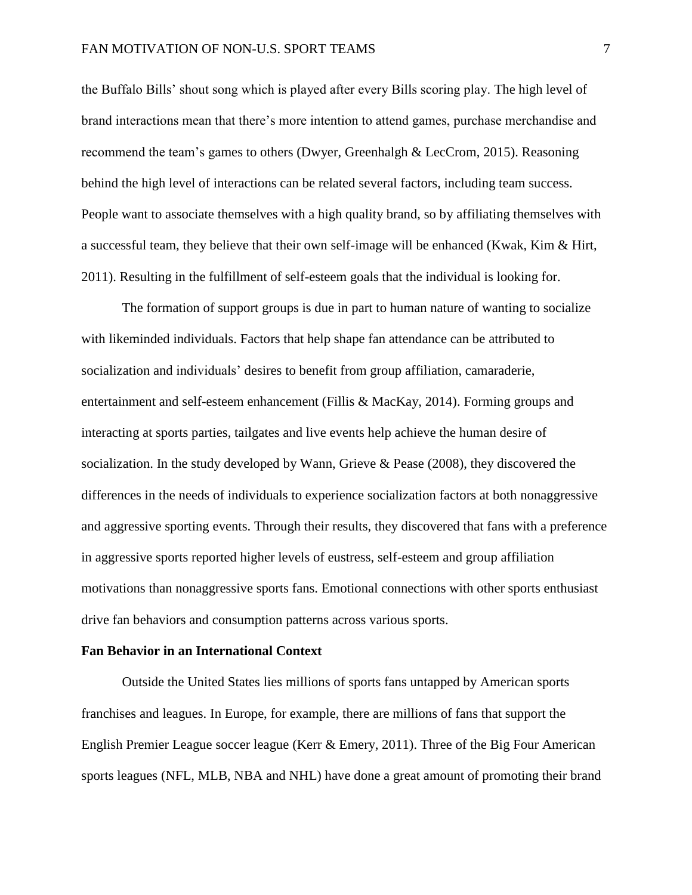the Buffalo Bills' shout song which is played after every Bills scoring play. The high level of brand interactions mean that there's more intention to attend games, purchase merchandise and recommend the team's games to others (Dwyer, Greenhalgh & LecCrom, 2015). Reasoning behind the high level of interactions can be related several factors, including team success. People want to associate themselves with a high quality brand, so by affiliating themselves with a successful team, they believe that their own self-image will be enhanced (Kwak, Kim & Hirt, 2011). Resulting in the fulfillment of self-esteem goals that the individual is looking for.

The formation of support groups is due in part to human nature of wanting to socialize with likeminded individuals. Factors that help shape fan attendance can be attributed to socialization and individuals' desires to benefit from group affiliation, camaraderie, entertainment and self-esteem enhancement (Fillis & MacKay, 2014). Forming groups and interacting at sports parties, tailgates and live events help achieve the human desire of socialization. In the study developed by Wann, Grieve & Pease (2008), they discovered the differences in the needs of individuals to experience socialization factors at both nonaggressive and aggressive sporting events. Through their results, they discovered that fans with a preference in aggressive sports reported higher levels of eustress, self-esteem and group affiliation motivations than nonaggressive sports fans. Emotional connections with other sports enthusiast drive fan behaviors and consumption patterns across various sports.

**Fan Behavior in an International Context**

Outside the United States lies millions of sports fans untapped by American sports franchises and leagues. In Europe, for example, there are millions of fans that support the English Premier League soccer league (Kerr & Emery, 2011). Three of the Big Four American sports leagues (NFL, MLB, NBA and NHL) have done a great amount of promoting their brand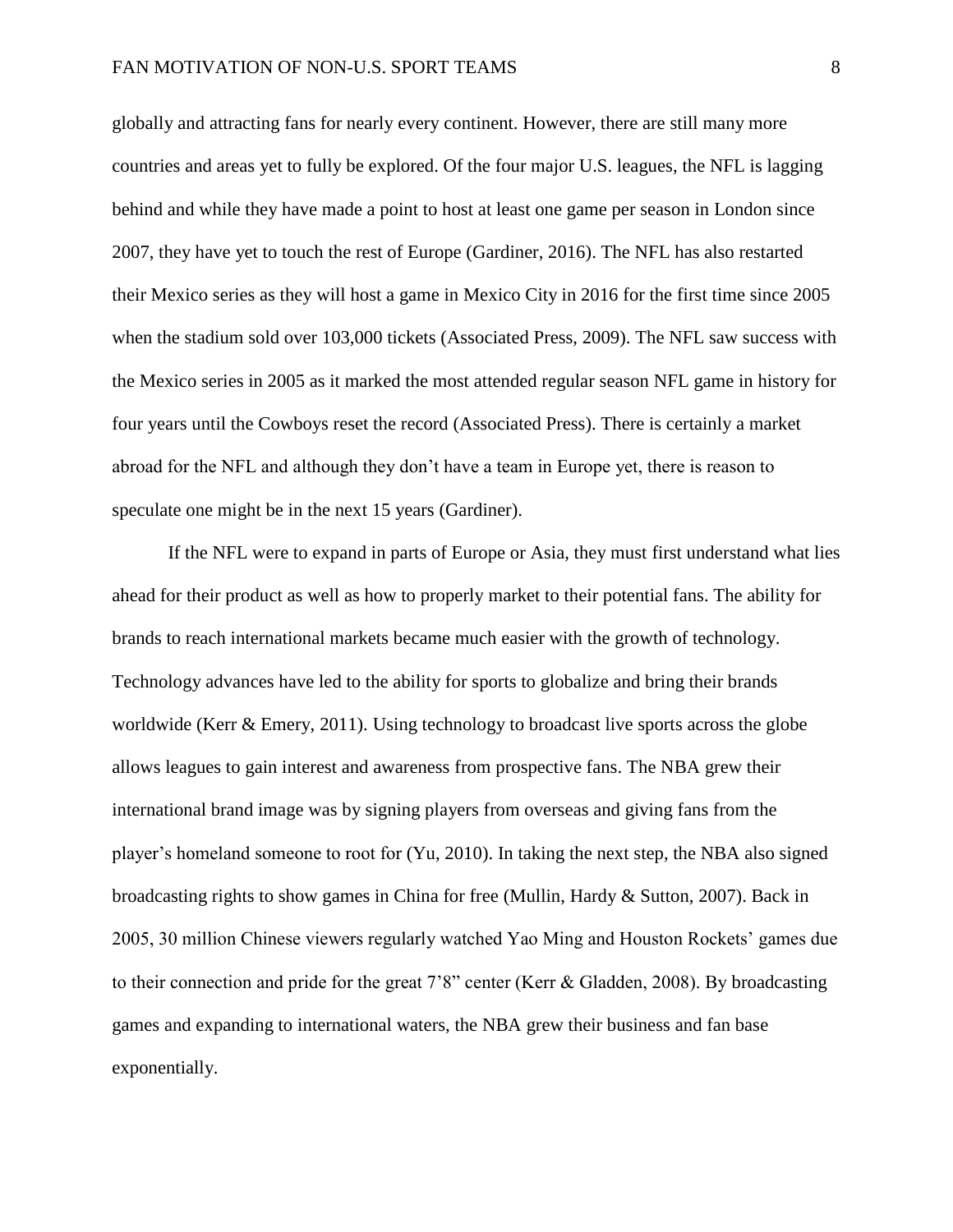globally and attracting fans for nearly every continent. However, there are still many more countries and areas yet to fully be explored. Of the four major U.S. leagues, the NFL is lagging behind and while they have made a point to host at least one game per season in London since 2007, they have yet to touch the rest of Europe (Gardiner, 2016). The NFL has also restarted their Mexico series as they will host a game in Mexico City in 2016 for the first time since 2005 when the stadium sold over 103,000 tickets (Associated Press, 2009). The NFL saw success with the Mexico series in 2005 as it marked the most attended regular season NFL game in history for four years until the Cowboys reset the record (Associated Press). There is certainly a market abroad for the NFL and although they don't have a team in Europe yet, there is reason to speculate one might be in the next 15 years (Gardiner).

If the NFL were to expand in parts of Europe or Asia, they must first understand what lies ahead for their product as well as how to properly market to their potential fans. The ability for brands to reach international markets became much easier with the growth of technology. Technology advances have led to the ability for sports to globalize and bring their brands worldwide (Kerr & Emery, 2011). Using technology to broadcast live sports across the globe allows leagues to gain interest and awareness from prospective fans. The NBA grew their international brand image was by signing players from overseas and giving fans from the player's homeland someone to root for (Yu, 2010). In taking the next step, the NBA also signed broadcasting rights to show games in China for free (Mullin, Hardy & Sutton, 2007). Back in 2005, 30 million Chinese viewers regularly watched Yao Ming and Houston Rockets' games due to their connection and pride for the great 7'8" center (Kerr & Gladden, 2008). By broadcasting games and expanding to international waters, the NBA grew their business and fan base exponentially.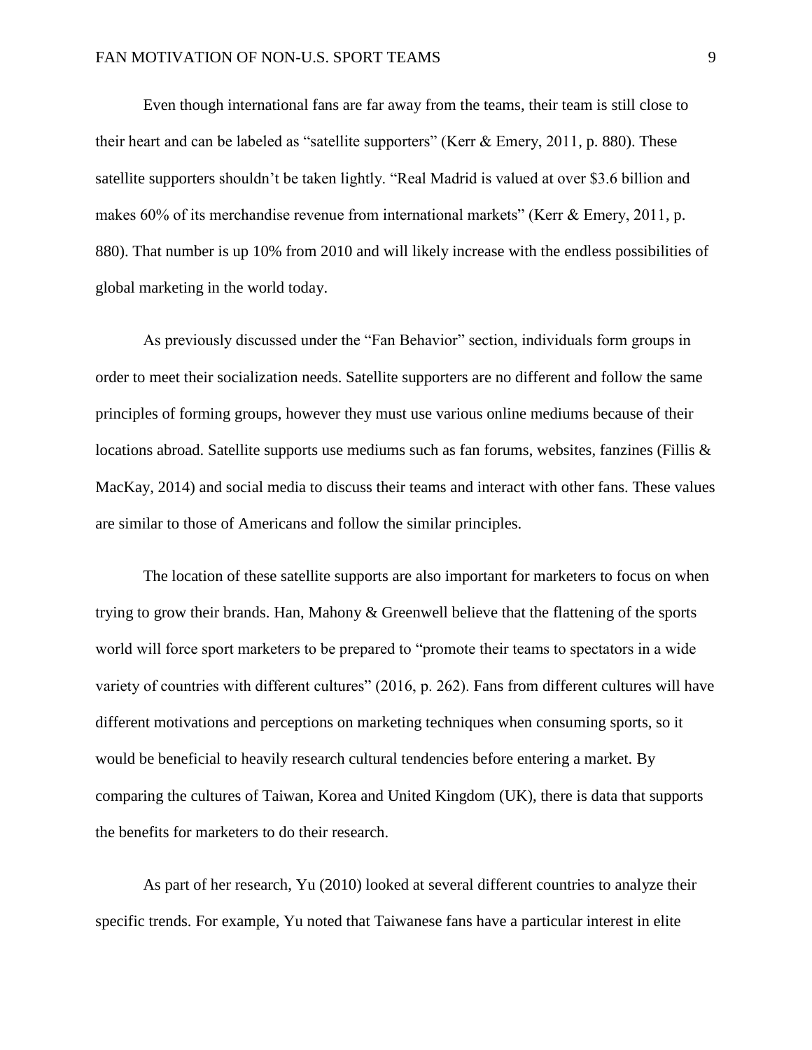Even though international fans are far away from the teams, their team is still close to their heart and can be labeled as “satellite supporters” (Kerr & Emery, 2011, p. 880). These satellite supporters shouldn’t be taken lightly. “Real Madrid is valued at over $3.6 billion and makes 60% of its merchandise revenue from international markets” (Kerr & Emery, 2011, p. 880). That number is up 10% from 2010 and will likely increase with the endless possibilities of global marketing in the world today.

As previously discussed under the “Fan Behavior” section, individuals form groups in order to meet their socialization needs. Satellite supporters are no different and follow the same principles of forming groups, however they must use various online mediums because of their locations abroad. Satellite supports use mediums such as fan forums, websites, fanzines (Fillis & MacKay, 2014) and social media to discuss their teams and interact with other fans. These values are similar to those of Americans and follow the similar principles.

The location of these satellite supports are also important for marketers to focus on when trying to grow their brands. Han, Mahony & Greenwell believe that the flattening of the sports world will force sport marketers to be prepared to “promote their teams to spectators in a wide variety of countries with different cultures” (2016, p. 262). Fans from different cultures will have different motivations and perceptions on marketing techniques when consuming sports, so it would be beneficial to heavily research cultural tendencies before entering a market. By comparing the cultures of Taiwan, Korea and United Kingdom (UK), there is data that supports the benefits for marketers to do their research.

As part of her research, Yu (2010) looked at several different countries to analyze their specific trends. For example, Yu noted that Taiwanese fans have a particular interest in elite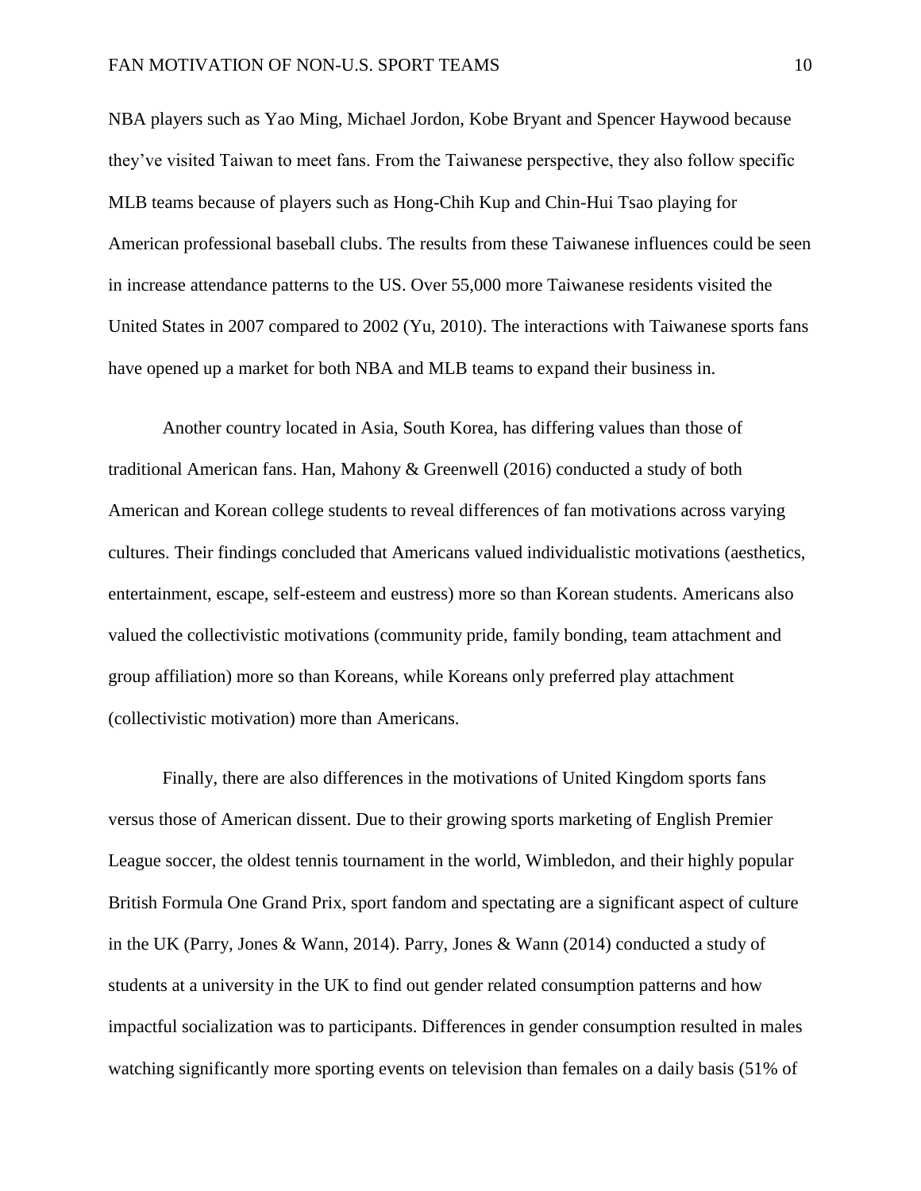NBA players such as Yao Ming, Michael Jordon, Kobe Bryant and Spencer Haywood because they've visited Taiwan to meet fans. From the Taiwanese perspective, they also follow specific MLB teams because of players such as Hong-Chih Kup and Chin-Hui Tsao playing for American professional baseball clubs. The results from these Taiwanese influences could be seen in increase attendance patterns to the US. Over 55,000 more Taiwanese residents visited the United States in 2007 compared to 2002 (Yu, 2010). The interactions with Taiwanese sports fans have opened up a market for both NBA and MLB teams to expand their business in.

Another country located in Asia, South Korea, has differing values than those of traditional American fans. Han, Mahony & Greenwell (2016) conducted a study of both American and Korean college students to reveal differences of fan motivations across varying cultures. Their findings concluded that Americans valued individualistic motivations (aesthetics, entertainment, escape, self-esteem and eustress) more so than Korean students. Americans also valued the collectivistic motivations (community pride, family bonding, team attachment and group affiliation) more so than Koreans, while Koreans only preferred play attachment (collectivistic motivation) more than Americans.

Finally, there are also differences in the motivations of United Kingdom sports fans versus those of American dissent. Due to their growing sports marketing of English Premier League soccer, the oldest tennis tournament in the world, Wimbledon, and their highly popular British Formula One Grand Prix, sport fandom and spectating are a significant aspect of culture in the UK (Parry, Jones & Wann, 2014). Parry, Jones & Wann (2014) conducted a study of students at a university in the UK to find out gender related consumption patterns and how impactful socialization was to participants. Differences in gender consumption resulted in males watching significantly more sporting events on television than females on a daily basis (51% of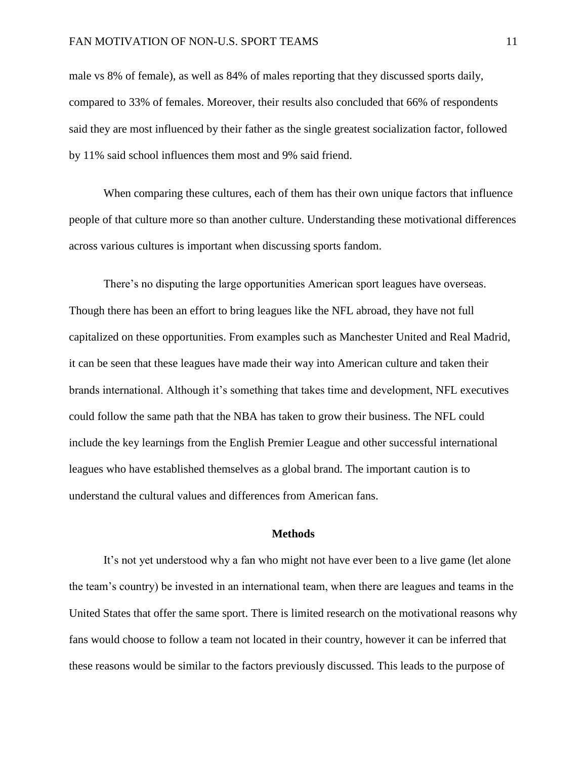male vs 8% of female), as well as 84% of males reporting that they discussed sports daily, compared to 33% of females. Moreover, their results also concluded that 66% of respondents said they are most influenced by their father as the single greatest socialization factor, followed by 11% said school influences them most and 9% said friend.

When comparing these cultures, each of them has their own unique factors that influence people of that culture more so than another culture. Understanding these motivational differences across various cultures is important when discussing sports fandom.

There's no disputing the large opportunities American sport leagues have overseas. Though there has been an effort to bring leagues like the NFL abroad, they have not full capitalized on these opportunities. From examples such as Manchester United and Real Madrid, it can be seen that these leagues have made their way into American culture and taken their brands international. Although it's something that takes time and development, NFL executives could follow the same path that the NBA has taken to grow their business. The NFL could include the key learnings from the English Premier League and other successful international leagues who have established themselves as a global brand. The important caution is to understand the cultural values and differences from American fans.

## Methods

It's not yet understood why a fan who might not have ever been to a live game (let alone the team's country) be invested in an international team, when there are leagues and teams in the United States that offer the same sport. There is limited research on the motivational reasons why fans would choose to follow a team not located in their country, however it can be inferred that these reasons would be similar to the factors previously discussed. This leads to the purpose of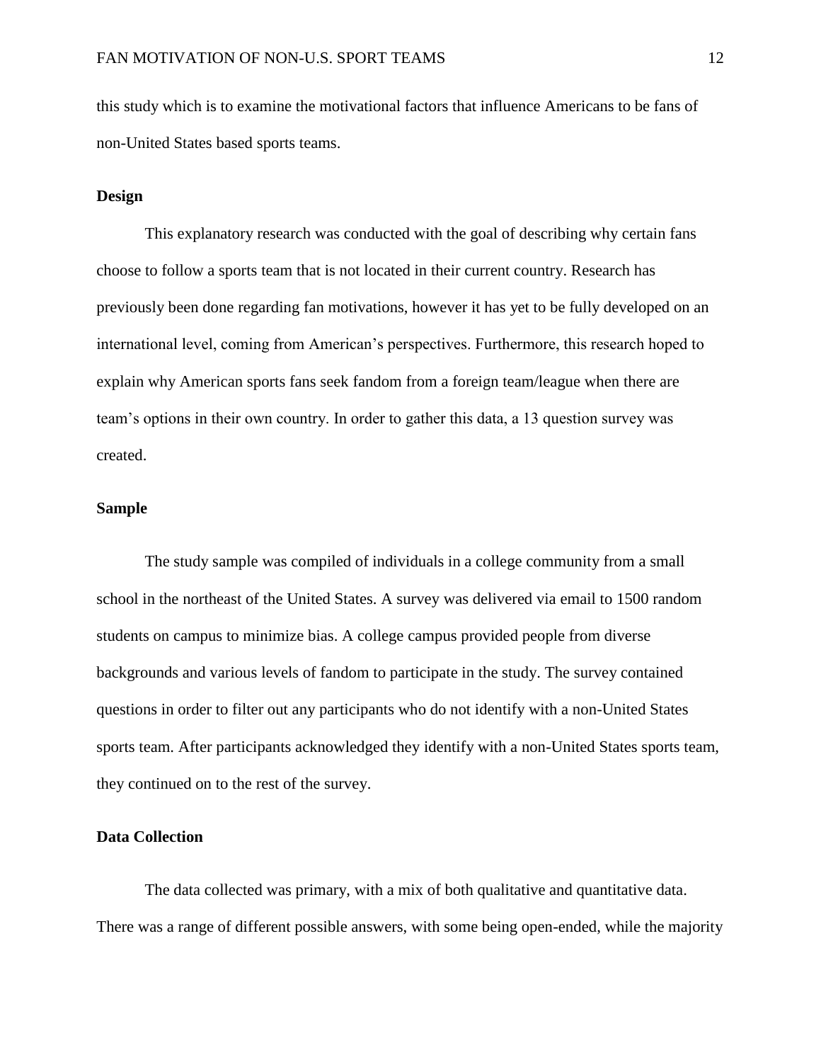this study which is to examine the motivational factors that influence Americans to be fans of non-United States based sports teams.

### Design

This explanatory research was conducted with the goal of describing why certain fans choose to follow a sports team that is not located in their current country. Research has previously been done regarding fan motivations, however it has yet to be fully developed on an international level, coming from American's perspectives. Furthermore, this research hoped to explain why American sports fans seek fandom from a foreign team/league when there are team's options in their own country. In order to gather this data, a 13 question survey was created.

### Sample

The study sample was compiled of individuals in a college community from a small school in the northeast of the United States. A survey was delivered via email to 1500 random students on campus to minimize bias. A college campus provided people from diverse backgrounds and various levels of fandom to participate in the study. The survey contained questions in order to filter out any participants who do not identify with a non-United States sports team. After participants acknowledged they identify with a non-United States sports team, they continued on to the rest of the survey.

### Data Collection

The data collected was primary, with a mix of both qualitative and quantitative data. There was a range of different possible answers, with some being open-ended, while the majority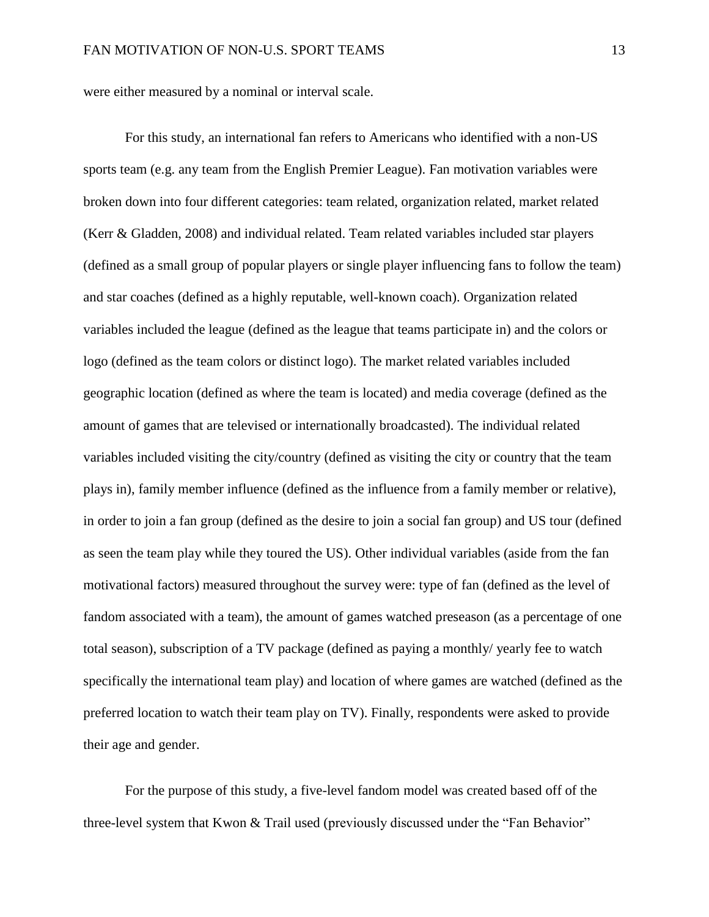were either measured by a nominal or interval scale.

For this study, an international fan refers to Americans who identified with a non-US sports team (e.g. any team from the English Premier League). Fan motivation variables were broken down into four different categories: team related, organization related, market related (Kerr & Gladden, 2008) and individual related. Team related variables included star players (defined as a small group of popular players or single player influencing fans to follow the team) and star coaches (defined as a highly reputable, well-known coach). Organization related variables included the league (defined as the league that teams participate in) and the colors or logo (defined as the team colors or distinct logo). The market related variables included geographic location (defined as where the team is located) and media coverage (defined as the amount of games that are televised or internationally broadcasted). The individual related variables included visiting the city/country (defined as visiting the city or country that the team plays in), family member influence (defined as the influence from a family member or relative), in order to join a fan group (defined as the desire to join a social fan group) and US tour (defined as seen the team play while they toured the US). Other individual variables (aside from the fan motivational factors) measured throughout the survey were: type of fan (defined as the level of fandom associated with a team), the amount of games watched preseason (as a percentage of one total season), subscription of a TV package (defined as paying a monthly/ yearly fee to watch specifically the international team play) and location of where games are watched (defined as the preferred location to watch their team play on TV). Finally, respondents were asked to provide their age and gender.

For the purpose of this study, a five-level fandom model was created based off of the three-level system that Kwon & Trail used (previously discussed under the "Fan Behavior"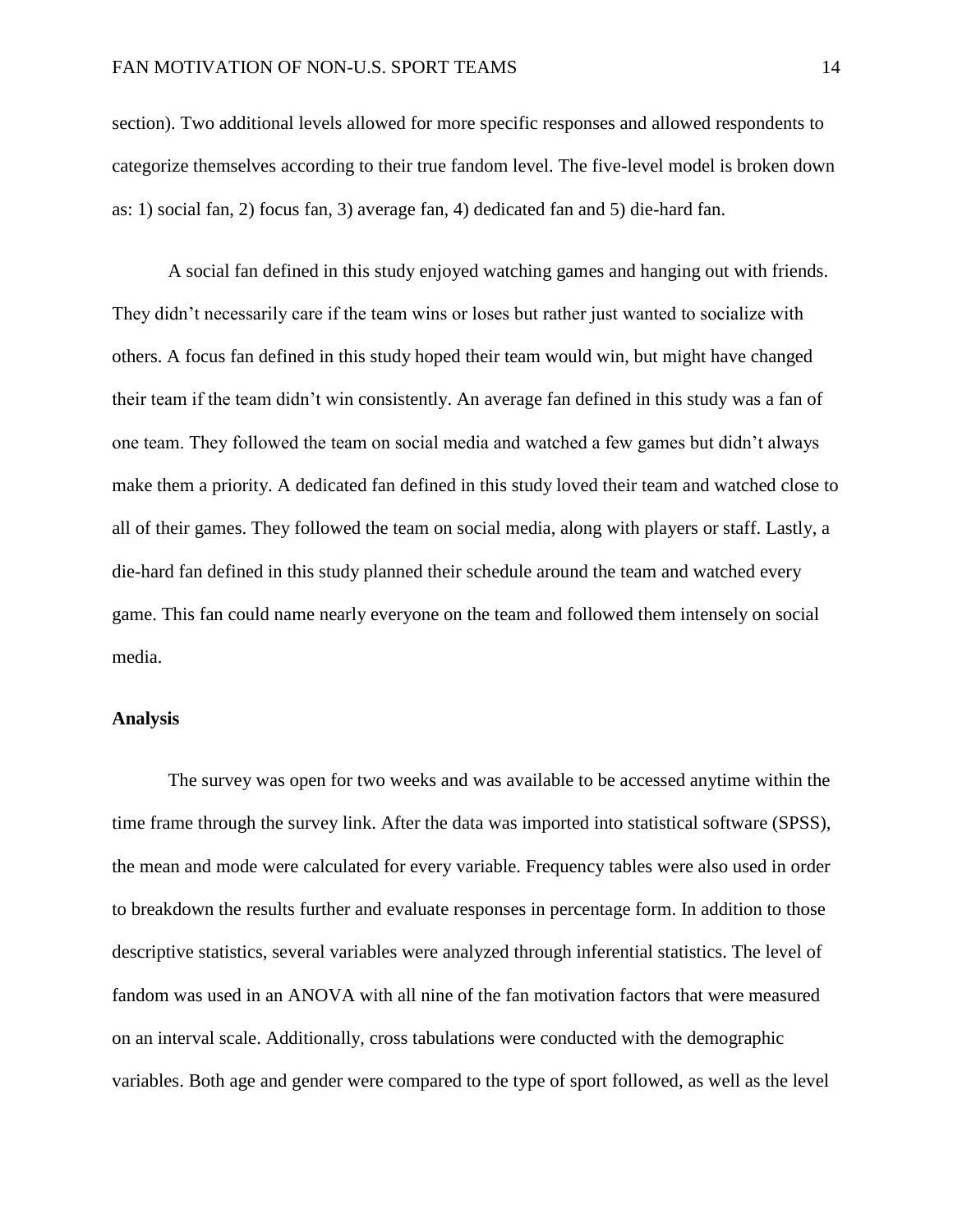section). Two additional levels allowed for more specific responses and allowed respondents to categorize themselves according to their true fandom level. The five-level model is broken down as: 1) social fan, 2) focus fan, 3) average fan, 4) dedicated fan and 5) die-hard fan.

A social fan defined in this study enjoyed watching games and hanging out with friends. They didn't necessarily care if the team wins or loses but rather just wanted to socialize with others. A focus fan defined in this study hoped their team would win, but might have changed their team if the team didn't win consistently. An average fan defined in this study was a fan of one team. They followed the team on social media and watched a few games but didn't always make them a priority. A dedicated fan defined in this study loved their team and watched close to all of their games. They followed the team on social media, along with players or staff. Lastly, a die-hard fan defined in this study planned their schedule around the team and watched every game. This fan could name nearly everyone on the team and followed them intensely on social media.

**Analysis**

The survey was open for two weeks and was available to be accessed anytime within the time frame through the survey link. After the data was imported into statistical software (SPSS), the mean and mode were calculated for every variable. Frequency tables were also used in order to breakdown the results further and evaluate responses in percentage form. In addition to those descriptive statistics, several variables were analyzed through inferential statistics. The level of fandom was used in an ANOVA with all nine of the fan motivation factors that were measured on an interval scale. Additionally, cross tabulations were conducted with the demographic variables. Both age and gender were compared to the type of sport followed, as well as the level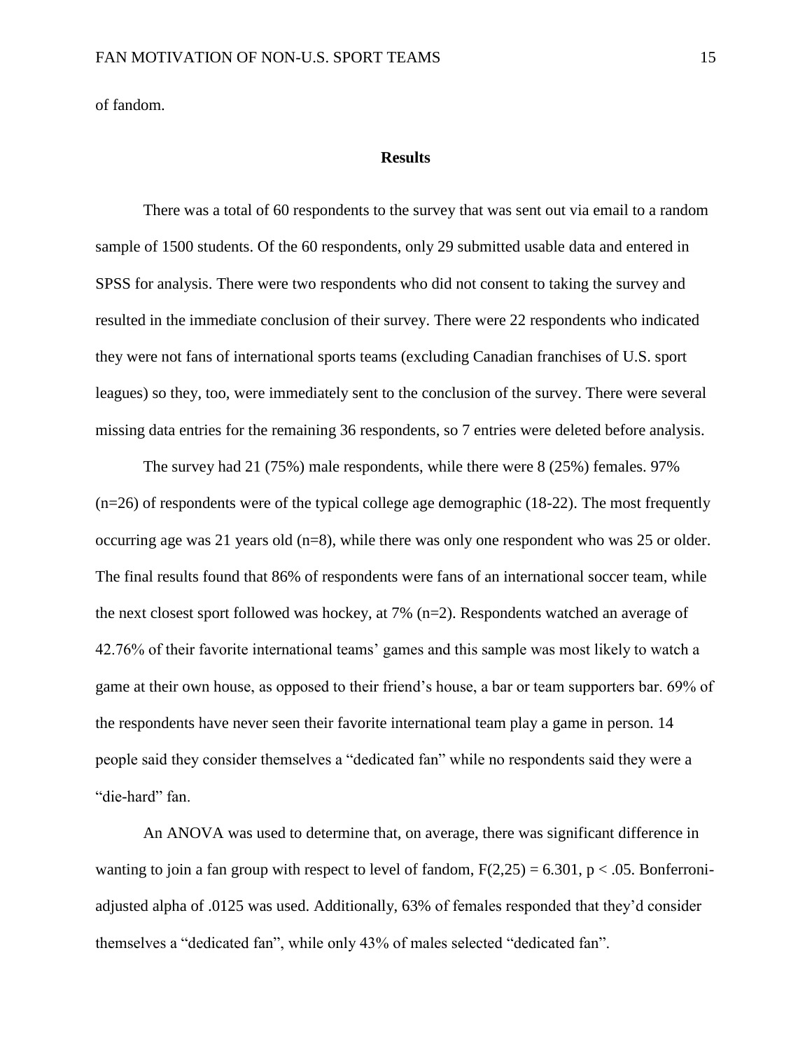of fandom.

## Results

There was a total of 60 respondents to the survey that was sent out via email to a random sample of 1500 students. Of the 60 respondents, only 29 submitted usable data and entered in SPSS for analysis. There were two respondents who did not consent to taking the survey and resulted in the immediate conclusion of their survey. There were 22 respondents who indicated they were not fans of international sports teams (excluding Canadian franchises of U.S. sport leagues) so they, too, were immediately sent to the conclusion of the survey. There were several missing data entries for the remaining 36 respondents, so 7 entries were deleted before analysis.

The survey had 21 (75%) male respondents, while there were 8 (25%) females. 97% (n=26) of respondents were of the typical college age demographic (18-22). The most frequently occurring age was 21 years old (n=8), while there was only one respondent who was 25 or older. The final results found that 86% of respondents were fans of an international soccer team, while the next closest sport followed was hockey, at 7% (n=2). Respondents watched an average of 42.76% of their favorite international teams' games and this sample was most likely to watch a game at their own house, as opposed to their friend's house, a bar or team supporters bar. 69% of the respondents have never seen their favorite international team play a game in person. 14 people said they consider themselves a "dedicated fan" while no respondents said they were a "die-hard" fan.

An ANOVA was used to determine that, on average, there was significant difference in wanting to join a fan group with respect to level of fandom, $F(2,25) = 6.301$, $p < .05$. Bonferroni-adjusted alpha of .0125 was used. Additionally, 63% of females responded that they'd consider themselves a "dedicated fan", while only 43% of males selected "dedicated fan".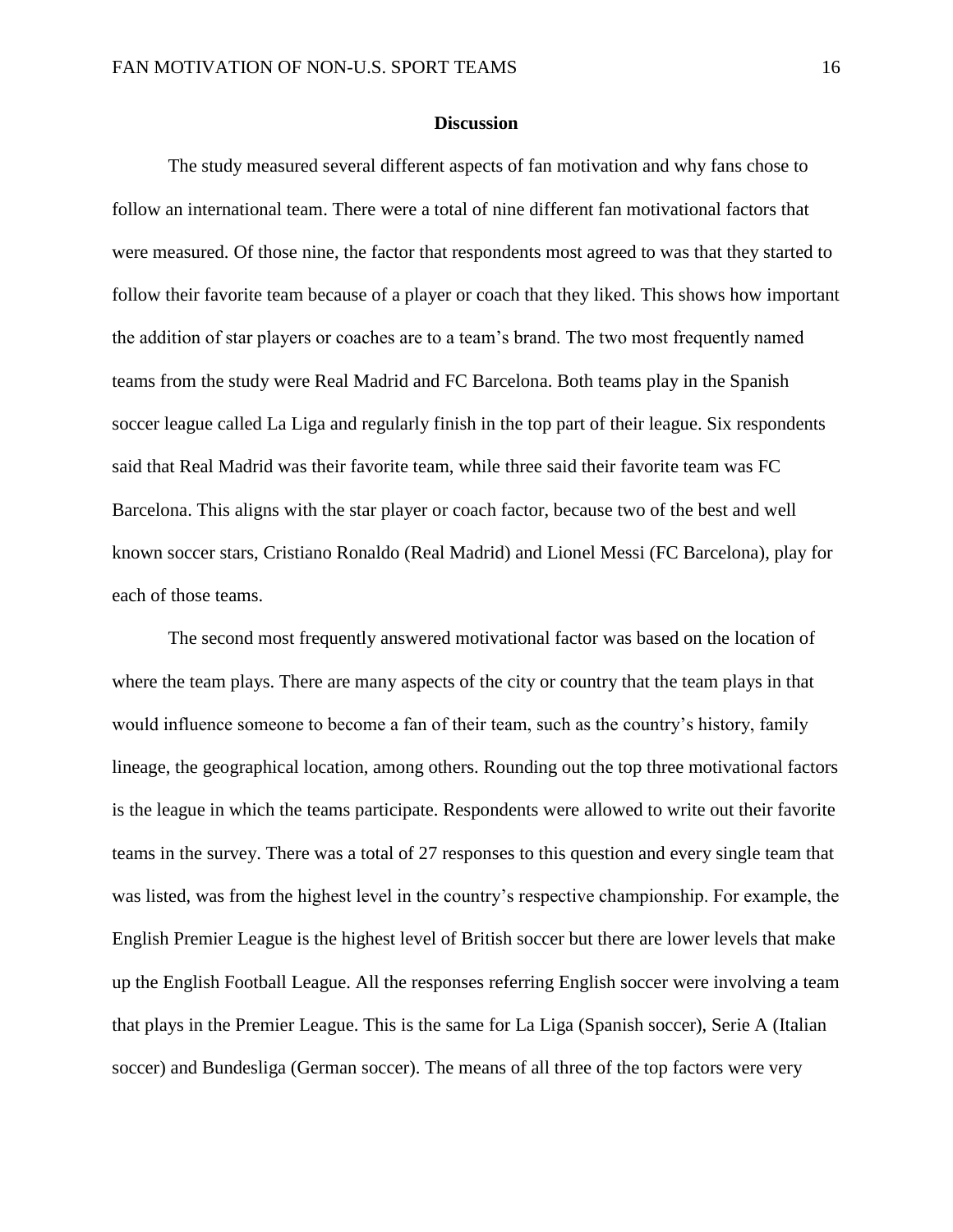## Discussion

The study measured several different aspects of fan motivation and why fans chose to follow an international team. There were a total of nine different fan motivational factors that were measured. Of those nine, the factor that respondents most agreed to was that they started to follow their favorite team because of a player or coach that they liked. This shows how important the addition of star players or coaches are to a team's brand. The two most frequently named teams from the study were Real Madrid and FC Barcelona. Both teams play in the Spanish soccer league called La Liga and regularly finish in the top part of their league. Six respondents said that Real Madrid was their favorite team, while three said their favorite team was FC Barcelona. This aligns with the star player or coach factor, because two of the best and well known soccer stars, Cristiano Ronaldo (Real Madrid) and Lionel Messi (FC Barcelona), play for each of those teams.

The second most frequently answered motivational factor was based on the location of where the team plays. There are many aspects of the city or country that the team plays in that would influence someone to become a fan of their team, such as the country's history, family lineage, the geographical location, among others. Rounding out the top three motivational factors is the league in which the teams participate. Respondents were allowed to write out their favorite teams in the survey. There was a total of 27 responses to this question and every single team that was listed, was from the highest level in the country's respective championship. For example, the English Premier League is the highest level of British soccer but there are lower levels that make up the English Football League. All the responses referring English soccer were involving a team that plays in the Premier League. This is the same for La Liga (Spanish soccer), Serie A (Italian soccer) and Bundesliga (German soccer). The means of all three of the top factors were very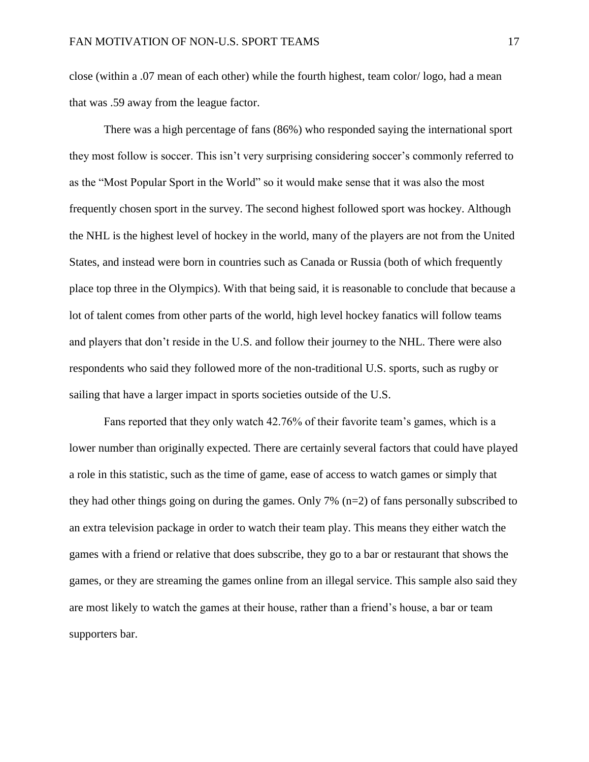close (within a .07 mean of each other) while the fourth highest, team color/ logo, had a mean that was .59 away from the league factor.

There was a high percentage of fans (86%) who responded saying the international sport they most follow is soccer. This isn't very surprising considering soccer's commonly referred to as the "Most Popular Sport in the World" so it would make sense that it was also the most frequently chosen sport in the survey. The second highest followed sport was hockey. Although the NHL is the highest level of hockey in the world, many of the players are not from the United States, and instead were born in countries such as Canada or Russia (both of which frequently place top three in the Olympics). With that being said, it is reasonable to conclude that because a lot of talent comes from other parts of the world, high level hockey fanatics will follow teams and players that don't reside in the U.S. and follow their journey to the NHL. There were also respondents who said they followed more of the non-traditional U.S. sports, such as rugby or sailing that have a larger impact in sports societies outside of the U.S.

Fans reported that they only watch 42.76% of their favorite team's games, which is a lower number than originally expected. There are certainly several factors that could have played a role in this statistic, such as the time of game, ease of access to watch games or simply that they had other things going on during the games. Only 7% ($n=2$) of fans personally subscribed to an extra television package in order to watch their team play. This means they either watch the games with a friend or relative that does subscribe, they go to a bar or restaurant that shows the games, or they are streaming the games online from an illegal service. This sample also said they are most likely to watch the games at their house, rather than a friend's house, a bar or team supporters bar.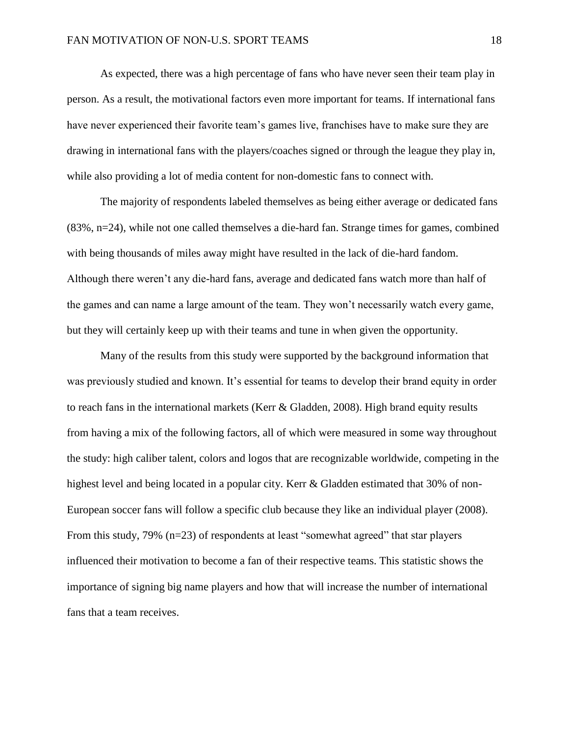As expected, there was a high percentage of fans who have never seen their team play in person. As a result, the motivational factors even more important for teams. If international fans have never experienced their favorite team's games live, franchises have to make sure they are drawing in international fans with the players/coaches signed or through the league they play in, while also providing a lot of media content for non-domestic fans to connect with.

The majority of respondents labeled themselves as being either average or dedicated fans (83%, n=24), while not one called themselves a die-hard fan. Strange times for games, combined with being thousands of miles away might have resulted in the lack of die-hard fandom. Although there weren't any die-hard fans, average and dedicated fans watch more than half of the games and can name a large amount of the team. They won't necessarily watch every game, but they will certainly keep up with their teams and tune in when given the opportunity.

Many of the results from this study were supported by the background information that was previously studied and known. It's essential for teams to develop their brand equity in order to reach fans in the international markets (Kerr & Gladden, 2008). High brand equity results from having a mix of the following factors, all of which were measured in some way throughout the study: high caliber talent, colors and logos that are recognizable worldwide, competing in the highest level and being located in a popular city. Kerr & Gladden estimated that 30% of non-European soccer fans will follow a specific club because they like an individual player (2008). From this study, 79% (n=23) of respondents at least "somewhat agreed" that star players influenced their motivation to become a fan of their respective teams. This statistic shows the importance of signing big name players and how that will increase the number of international fans that a team receives.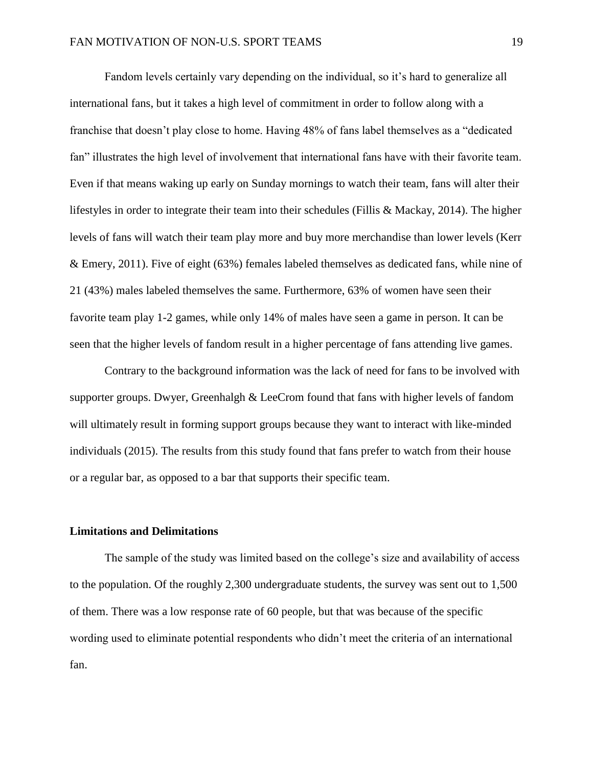Fandom levels certainly vary depending on the individual, so it's hard to generalize all international fans, but it takes a high level of commitment in order to follow along with a franchise that doesn't play close to home. Having 48% of fans label themselves as a "dedicated fan" illustrates the high level of involvement that international fans have with their favorite team. Even if that means waking up early on Sunday mornings to watch their team, fans will alter their lifestyles in order to integrate their team into their schedules (Fillis & Mackay, 2014). The higher levels of fans will watch their team play more and buy more merchandise than lower levels (Kerr & Emery, 2011). Five of eight (63%) females labeled themselves as dedicated fans, while nine of 21 (43%) males labeled themselves the same. Furthermore, 63% of women have seen their favorite team play 1-2 games, while only 14% of males have seen a game in person. It can be seen that the higher levels of fandom result in a higher percentage of fans attending live games.

Contrary to the background information was the lack of need for fans to be involved with supporter groups. Dwyer, Greenhalgh & LeeCrom found that fans with higher levels of fandom will ultimately result in forming support groups because they want to interact with like-minded individuals (2015). The results from this study found that fans prefer to watch from their house or a regular bar, as opposed to a bar that supports their specific team.

## Limitations and Delimitations

The sample of the study was limited based on the college's size and availability of access to the population. Of the roughly 2,300 undergraduate students, the survey was sent out to 1,500 of them. There was a low response rate of 60 people, but that was because of the specific wording used to eliminate potential respondents who didn't meet the criteria of an international fan.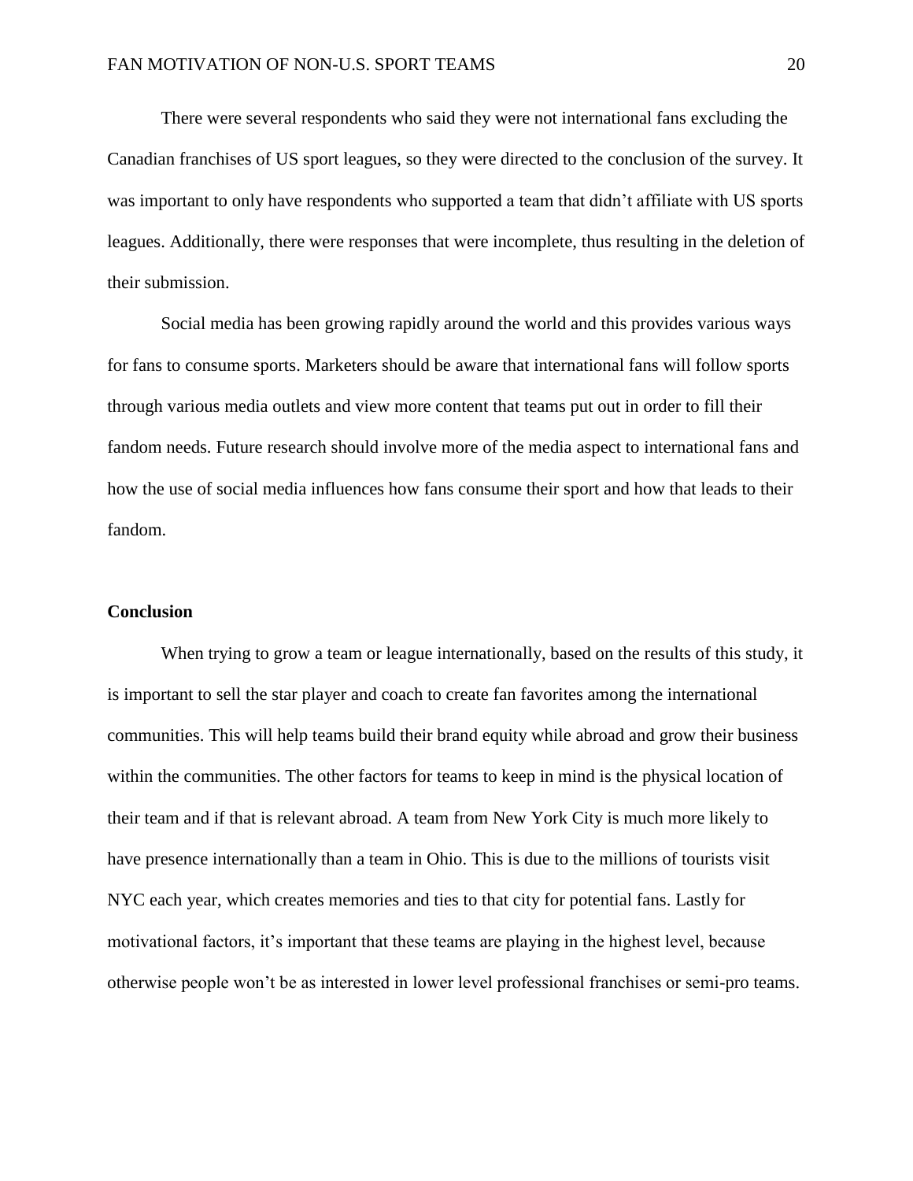There were several respondents who said they were not international fans excluding the Canadian franchises of US sport leagues, so they were directed to the conclusion of the survey. It was important to only have respondents who supported a team that didn't affiliate with US sports leagues. Additionally, there were responses that were incomplete, thus resulting in the deletion of their submission.

Social media has been growing rapidly around the world and this provides various ways for fans to consume sports. Marketers should be aware that international fans will follow sports through various media outlets and view more content that teams put out in order to fill their fandom needs. Future research should involve more of the media aspect to international fans and how the use of social media influences how fans consume their sport and how that leads to their fandom.

## Conclusion

When trying to grow a team or league internationally, based on the results of this study, it is important to sell the star player and coach to create fan favorites among the international communities. This will help teams build their brand equity while abroad and grow their business within the communities. The other factors for teams to keep in mind is the physical location of their team and if that is relevant abroad. A team from New York City is much more likely to have presence internationally than a team in Ohio. This is due to the millions of tourists visit NYC each year, which creates memories and ties to that city for potential fans. Lastly for motivational factors, it's important that these teams are playing in the highest level, because otherwise people won't be as interested in lower level professional franchises or semi-pro teams.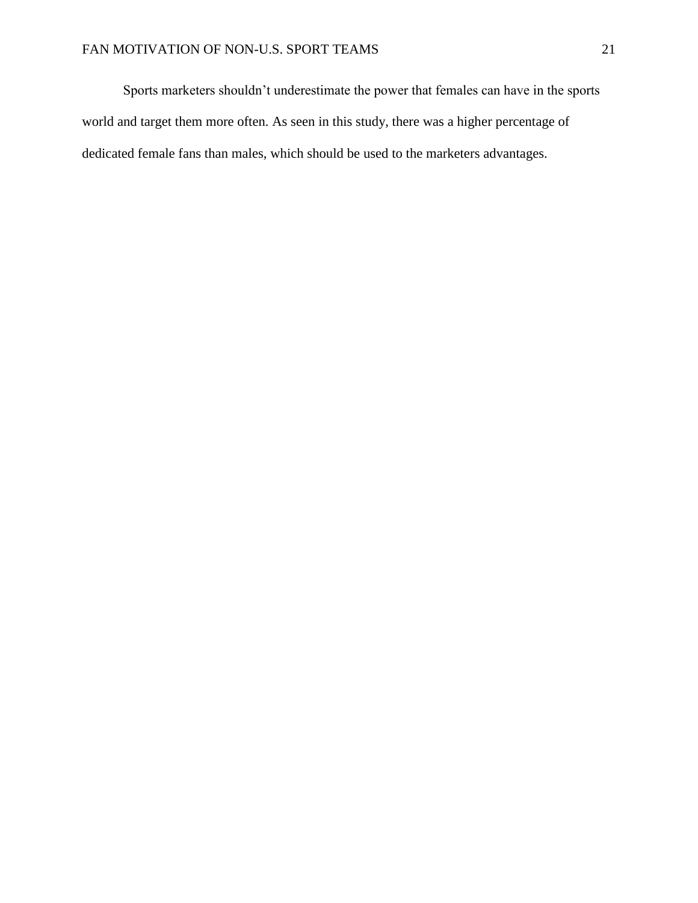Sports marketers shouldn’t underestimate the power that females can have in the sports world and target them more often. As seen in this study, there was a higher percentage of dedicated female fans than males, which should be used to the marketers advantages.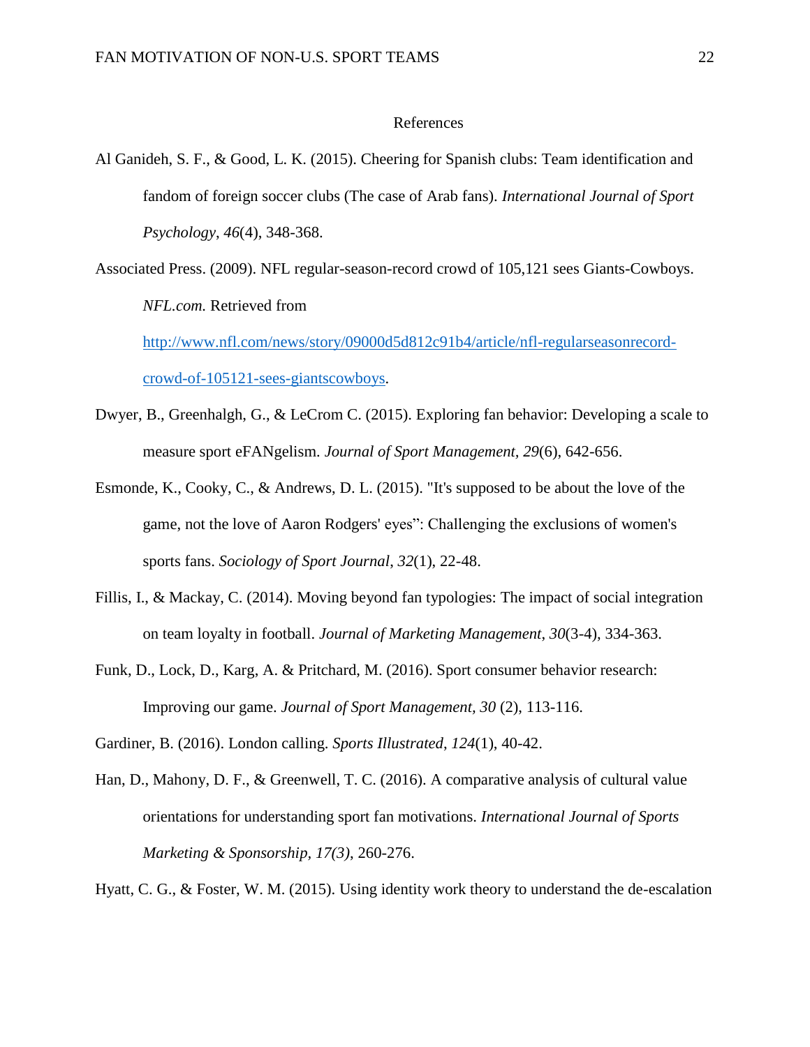# References

Al Ganideh, S. F., & Good, L. K. (2015). Cheering for Spanish clubs: Team identification and fandom of foreign soccer clubs (The case of Arab fans). *International Journal of Sport Psychology*, *46*(4), 348-368.

Associated Press. (2009). NFL regular-season-record crowd of 105,121 sees Giants-Cowboys. *NFL.com.* Retrieved from [http://www.nfl.com/news/story/09000d5d812c91b4/article/nfl-regularseasonrecord-crowd-of-105121-sees-giantscowboys](http://www.nfl.com/news/story/09000d5d812c91b4/article/nfl-regularseasonrecord-crowd-of-105121-sees-giantscowboys).

Dwyer, B., Greenhalgh, G., & LeCrom C. (2015). Exploring fan behavior: Developing a scale to measure sport eFANgelism. *Journal of Sport Management*, *29*(6), 642-656.

Esmonde, K., Cooky, C., & Andrews, D. L. (2015). "It's supposed to be about the love of the game, not the love of Aaron Rodgers' eyes": Challenging the exclusions of women's sports fans. *Sociology of Sport Journal*, *32*(1), 22-48.

Fillis, I., & Mackay, C. (2014). Moving beyond fan typologies: The impact of social integration on team loyalty in football. *Journal of Marketing Management*, *30*(3-4), 334-363.

Funk, D., Lock, D., Karg, A. & Pritchard, M. (2016). Sport consumer behavior research: Improving our game. *Journal of Sport Management*, *30* (2), 113-116.

Gardiner, B. (2016). London calling. *Sports Illustrated*, *124*(1), 40-42.

Han, D., Mahony, D. F., & Greenwell, T. C. (2016). A comparative analysis of cultural value orientations for understanding sport fan motivations. *International Journal of Sports Marketing & Sponsorship, 17(3)*, 260-276.

Hyatt, C. G., & Foster, W. M. (2015). Using identity work theory to understand the de-escalation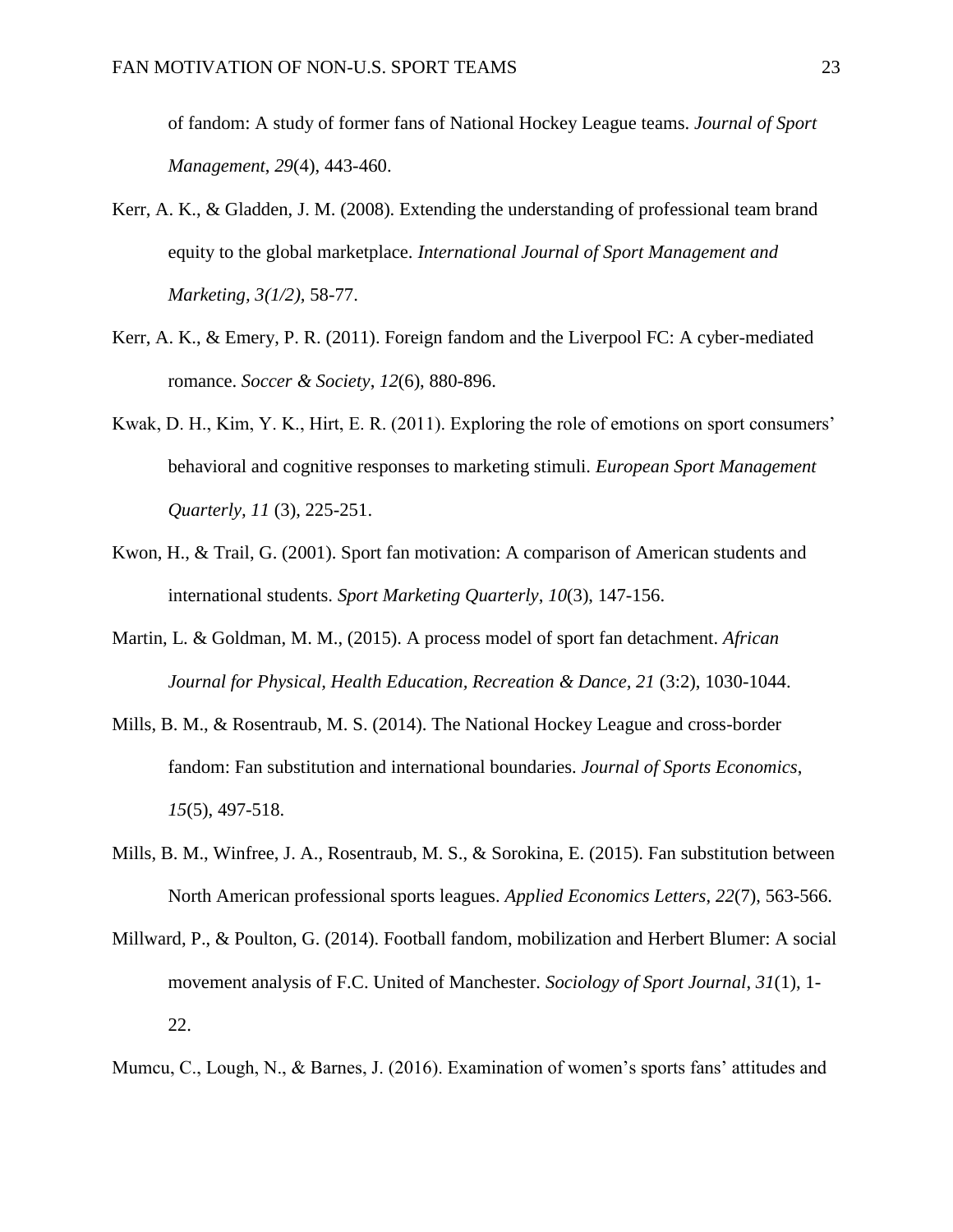of fandom: A study of former fans of National Hockey League teams. *Journal of Sport Management*, *29*(4), 443-460.

Kerr, A. K., & Gladden, J. M. (2008). Extending the understanding of professional team brand equity to the global marketplace. *International Journal of Sport Management and Marketing, 3(1/2),* 58-77.

Kerr, A. K., & Emery, P. R. (2011). Foreign fandom and the Liverpool FC: A cyber-mediated romance. *Soccer & Society*, *12*(6), 880-896.

Kwak, D. H., Kim, Y. K., Hirt, E. R. (2011). Exploring the role of emotions on sport consumers' behavioral and cognitive responses to marketing stimuli. *European Sport Management Quarterly, 11* (3), 225-251.

Kwon, H., & Trail, G. (2001). Sport fan motivation: A comparison of American students and international students. *Sport Marketing Quarterly*, *10*(3), 147-156.

Martin, L. & Goldman, M. M., (2015). A process model of sport fan detachment. *African Journal for Physical, Health Education, Recreation & Dance, 21* (3:2), 1030-1044.

Mills, B. M., & Rosentraub, M. S. (2014). The National Hockey League and cross-border fandom: Fan substitution and international boundaries. *Journal of Sports Economics*, *15*(5), 497-518.

Mills, B. M., Winfree, J. A., Rosentraub, M. S., & Sorokina, E. (2015). Fan substitution between North American professional sports leagues. *Applied Economics Letters*, *22*(7), 563-566.

Millward, P., & Poulton, G. (2014). Football fandom, mobilization and Herbert Blumer: A social movement analysis of F.C. United of Manchester. *Sociology of Sport Journal*, *31*(1), 1-22.

Mumcu, C., Lough, N., & Barnes, J. (2016). Examination of women's sports fans' attitudes and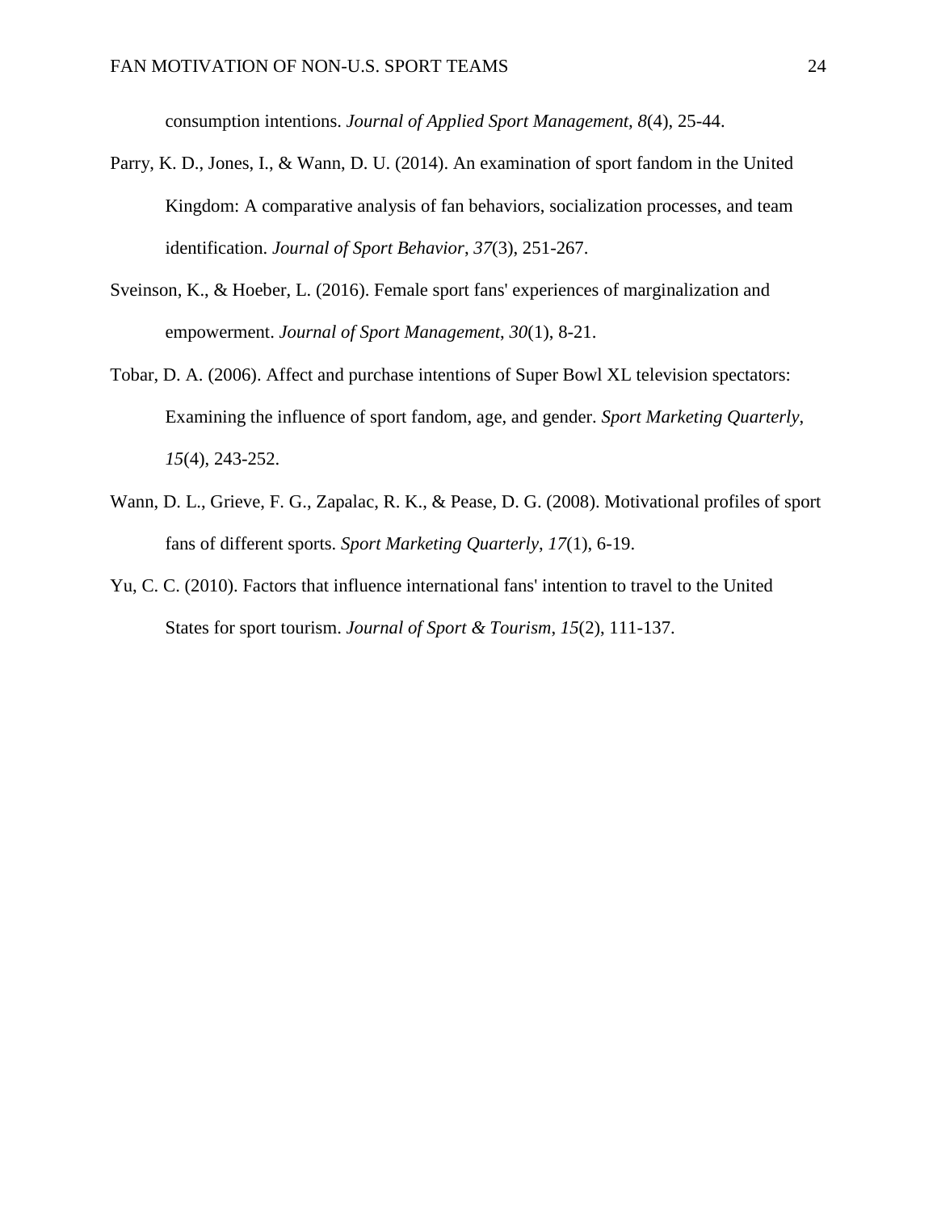consumption intentions. *Journal of Applied Sport Management*, *8*(4), 25-44.

Parry, K. D., Jones, I., & Wann, D. U. (2014). An examination of sport fandom in the United Kingdom: A comparative analysis of fan behaviors, socialization processes, and team identification. *Journal of Sport Behavior*, *37*(3), 251-267.

Sveinson, K., & Hoeber, L. (2016). Female sport fans' experiences of marginalization and empowerment. *Journal of Sport Management*, *30*(1), 8-21.

Tobar, D. A. (2006). Affect and purchase intentions of Super Bowl XL television spectators: Examining the influence of sport fandom, age, and gender. *Sport Marketing Quarterly*, *15*(4), 243-252.

Wann, D. L., Grieve, F. G., Zapalac, R. K., & Pease, D. G. (2008). Motivational profiles of sport fans of different sports. *Sport Marketing Quarterly*, *17*(1), 6-19.

Yu, C. C. (2010). Factors that influence international fans' intention to travel to the United States for sport tourism. *Journal of Sport & Tourism*, *15*(2), 111-137.